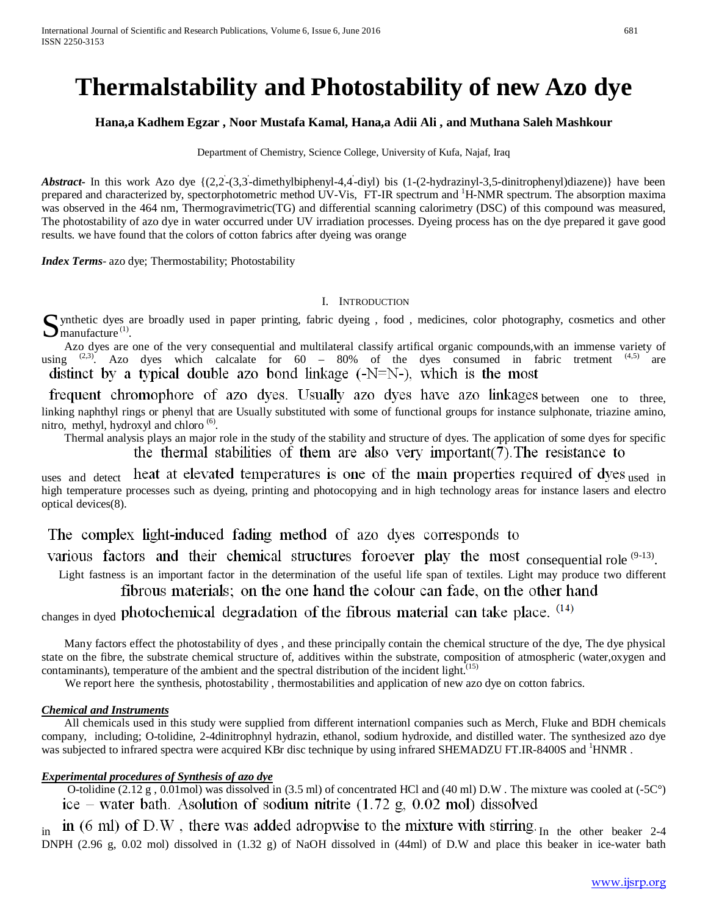# Thermalstability and Photostability of new Azo dye

**Hana,a Kadhem Egzar , Noor Mustafa Kamal, Hana,a Adii Ali , and Muthana Saleh Mashkour**

Department of Chemistry, Science College, University of Kufa, Najaf, Iraq

***Abstract*-** In this work Azo dye {(2,2'-(3,3'-dimethylbiphenyl-4,4'-diyl) bis (1-(2-hydrazinyl-3,5-dinitrophenyl)diazene)} have been prepared and characterized by, spectorphotometric method UV-Vis, FT-IR spectrum and $^1$H-NMR spectrum. The absorption maxima was observed in the 464 nm, Thermogravimetric(TG) and differential scanning calorimetry (DSC) of this compound was measured, The photostability of azo dye in water occurred under UV irradiation processes. Dyeing process has on the dye prepared it gave good results. we have found that the colors of cotton fabrics after dyeing was orange

***Index Terms*-** azo dye; Thermostability; Photostability

## I. Introduction

Synthetic dyes are broadly used in paper printing, fabric dyeing , food , medicines, color photography, cosmetics and other manufacture [(1)].

Azo dyes are one of the very consequential and multilateral classify artifical organic compounds,with an immense variety of using [(2,3)]. Azo dyes which calcalate for 60 – 80% of the dyes consumed in fabric tretment [(4,5)] are distinct by a typical double azo bond linkage (-N=N-), which is the most frequent chromophore of azo dyes. Usually azo dyes have azo linkages between one to three, linking naphthyl rings or phenyl that are Usually substituted with some of functional groups for instance sulphonate, triazine amino, nitro, methyl, hydroxyl and chloro [(6)].

Thermal analysis plays an major role in the study of the stability and structure of dyes. The application of some dyes for specific uses and detect the thermal stabilities of them are also very important(7).The resistance to heat at elevated temperatures is one of the main properties required of dyes used in high temperature processes such as dyeing, printing and photocopying and in high technology areas for instance lasers and electro optical devices(8).

The complex light-induced fading method of azo dyes corresponds to various factors and their chemical structures foroever play the most consequential role [(9-13)].

Light fastness is an important factor in the determination of the useful life span of textiles. Light may produce two different changes in dyed fibrous materials; on the one hand the colour can fade, on the other hand photochemical degradation of the fibrous material can take place. [(14)]

Many factors effect the photostability of dyes , and these principally contain the chemical structure of the dye, The dye physical state on the fibre, the substrate chemical structure of, additives within the substrate, composition of atmospheric (water,oxygen and contaminants), temperature of the ambient and the spectral distribution of the incident light.[(15)]

We report here the synthesis, photostability , thermostabilities and application of new azo dye on cotton fabrics.

### *Chemical and Instruments*

All chemicals used in this study were supplied from different internationl companies such as Merch, Fluke and BDH chemicals company, including; O-tolidine, 2-4dinitrophnyl hydrazin, ethanol, sodium hydroxide, and distilled water. The synthesized azo dye was subjected to infrared spectra were acquired KBr disc technique by using infrared SHEMADZU FT.IR-8400S and $^1$HNMR .

### *Experimental procedures of Synthesis of azo dye*

O-tolidine (2.12 g , 0.01mol) was dissolved in (3.5 ml) of concentrated HCl and (40 ml) D.W . The mixture was cooled at (-5C°) in ice – water bath. Asolution of sodium nitrite (1.72 g, 0.02 mol) dissolved in (6 ml) of D.W , there was added adropwise to the mixture with stirring. In the other beaker 2-4 DNPH (2.96 g, 0.02 mol) dissolved in (1.32 g) of NaOH dissolved in (44ml) of D.W and place this beaker in ice-water bath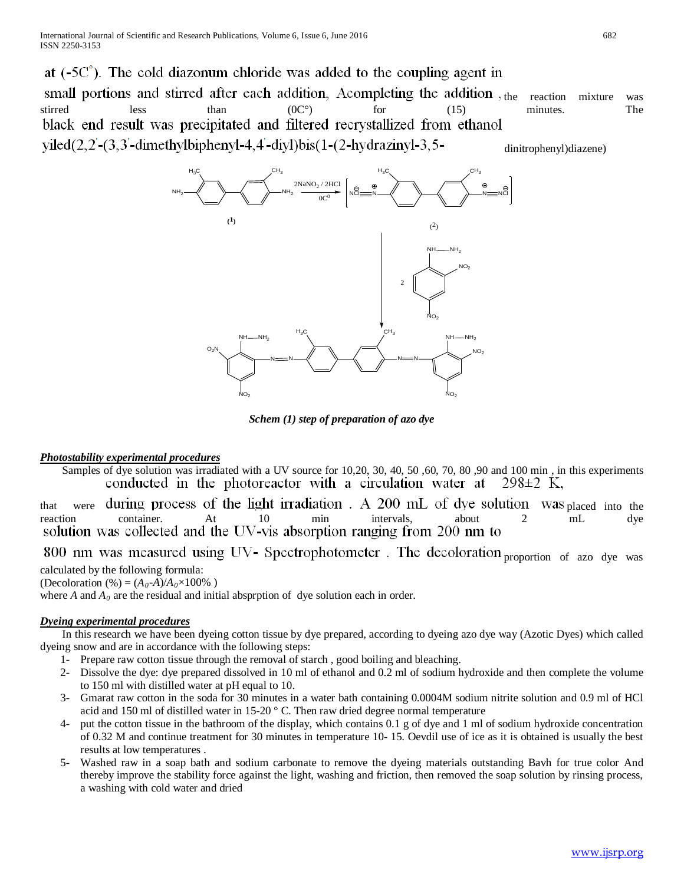at (-5C°). The cold diazonum chloride was added to the coupling agent in small portions and stirred after each addition, Acompleting the addition , the reaction mixture was stirred less than (0C°) for (15) minutes. The black end result was precipitated and filtered recrystallized from ethanol yiled(2,2'-(3,3'-dimethylbiphenyl-4,4'-diyl)bis(1-(2-hydrazinyl-3,5-dinitrophenyl)diazene)

*Schem (1) step of preparation of azo dye*

***Photostability experimental procedures***

Samples of dye solution was irradiated with a UV source for 10,20, 30, 40, 50 ,60, 70, 80 ,90 and 100 min , in this experiments conducted in the photoreactor with a circulation water at 298±2 K, that were during process of the light irradiation . A 200 mL of dye solution was placed into the reaction container. At 10 min intervals, about 2 mL dye solution was collected and the UV-vis absorption ranging from 200 nm to 800 nm was measured using UV- Spectrophotometer . The decoloration proportion of azo dye was calculated by the following formula:

(Decoloration (%) = $(A_0\text{-}A)/A_0 \times 100\%$ )

where $A$ and $A_0$ are the residual and initial absprption of dye solution each in order.

***Dyeing experimental procedures***

In this research we have been dyeing cotton tissue by dye prepared, according to dyeing azo dye way (Azotic Dyes) which called dyeing snow and are in accordance with the following steps:

1- Prepare raw cotton tissue through the removal of starch , good boiling and bleaching.
2- Dissolve the dye: dye prepared dissolved in 10 ml of ethanol and 0.2 ml of sodium hydroxide and then complete the volume to 150 ml with distilled water at pH equal to 10.
3- Gmarat raw cotton in the soda for 30 minutes in a water bath containing 0.0004M sodium nitrite solution and 0.9 ml of HCl acid and 150 ml of distilled water in 15-20 ° C. Then raw dried degree normal temperature
4- put the cotton tissue in the bathroom of the display, which contains 0.1 g of dye and 1 ml of sodium hydroxide concentration of 0.32 M and continue treatment for 30 minutes in temperature 10- 15. Oevdil use of ice as it is obtained is usually the best results at low temperatures .
5- Washed raw in a soap bath and sodium carbonate to remove the dyeing materials outstanding Bavh for true color And thereby improve the stability force against the light, washing and friction, then removed the soap solution by rinsing process, a washing with cold water and dried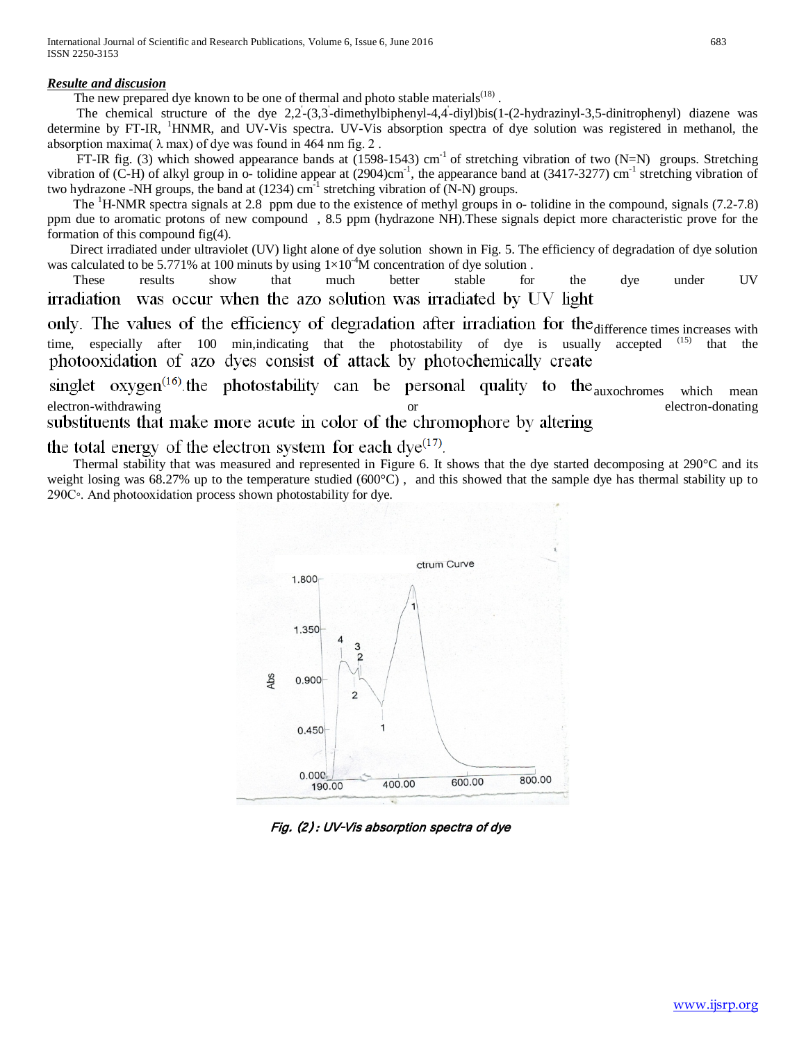***Resulte and discusion***

The new prepared dye known to be one of thermal and photo stable materials[18] .

The chemical structure of the dye 2,2'-(3,3'-dimethylbiphenyl-4,4'-diyl)bis(1-(2-hydrazinyl-3,5-dinitrophenyl) diazene was determine by FT-IR, $^1$HNMR, and UV-Vis spectra. UV-Vis absorption spectra of dye solution was registered in methanol, the absorption maxima( $\lambda$ max) of dye was found in 464 nm fig. 2 .

FT-IR fig. (3) which showed appearance bands at (1598-1543) $cm^{-1}$ of stretching vibration of two (N=N) groups. Stretching vibration of (C-H) of alkyl group in o- tolidine appear at (2904)$cm^{-1}$, the appearance band at (3417-3277) $cm^{-1}$ stretching vibration of two hydrazone -NH groups, the band at (1234) $cm^{-1}$ stretching vibration of (N-N) groups.

The $^1$H-NMR spectra signals at 2.8 ppm due to the existence of methyl groups in o- tolidine in the compound, signals (7.2-7.8) ppm due to aromatic protons of new compound , 8.5 ppm (hydrazone NH).These signals depict more characteristic prove for the formation of this compound fig(4).

Direct irradiated under ultraviolet (UV) light alone of dye solution shown in Fig. 5. The efficiency of degradation of dye solution was calculated to be 5.771% at 100 minuts by using $1\times10^{-4}$M concentration of dye solution .

These results show that much better stable for the dye under UV irradiation was occur when the azo solution was irradiated by UV light only. The values of the efficiency of degradation after irradiation for the difference times increases with time, especially after 100 min,indicating that the photostability of dye is usually accepted [15] that the photooxidation of azo dyes consist of attack by photochemically create singlet oxygen[16].the photostability can be personal quality to the auxochromes which mean electron-withdrawing or electron-donating substituents that make more acute in color of the chromophore by altering the total energy of the electron system for each dye[17].

Thermal stability that was measured and represented in Figure 6. It shows that the dye started decomposing at 290°C and its weight losing was 68.27% up to the temperature studied (600°C) , and this showed that the sample dye has thermal stability up to 290C◦. And photooxidation process shown photostability for dye.

*Fig. (2) : UV-Vis absorption spectra of dye*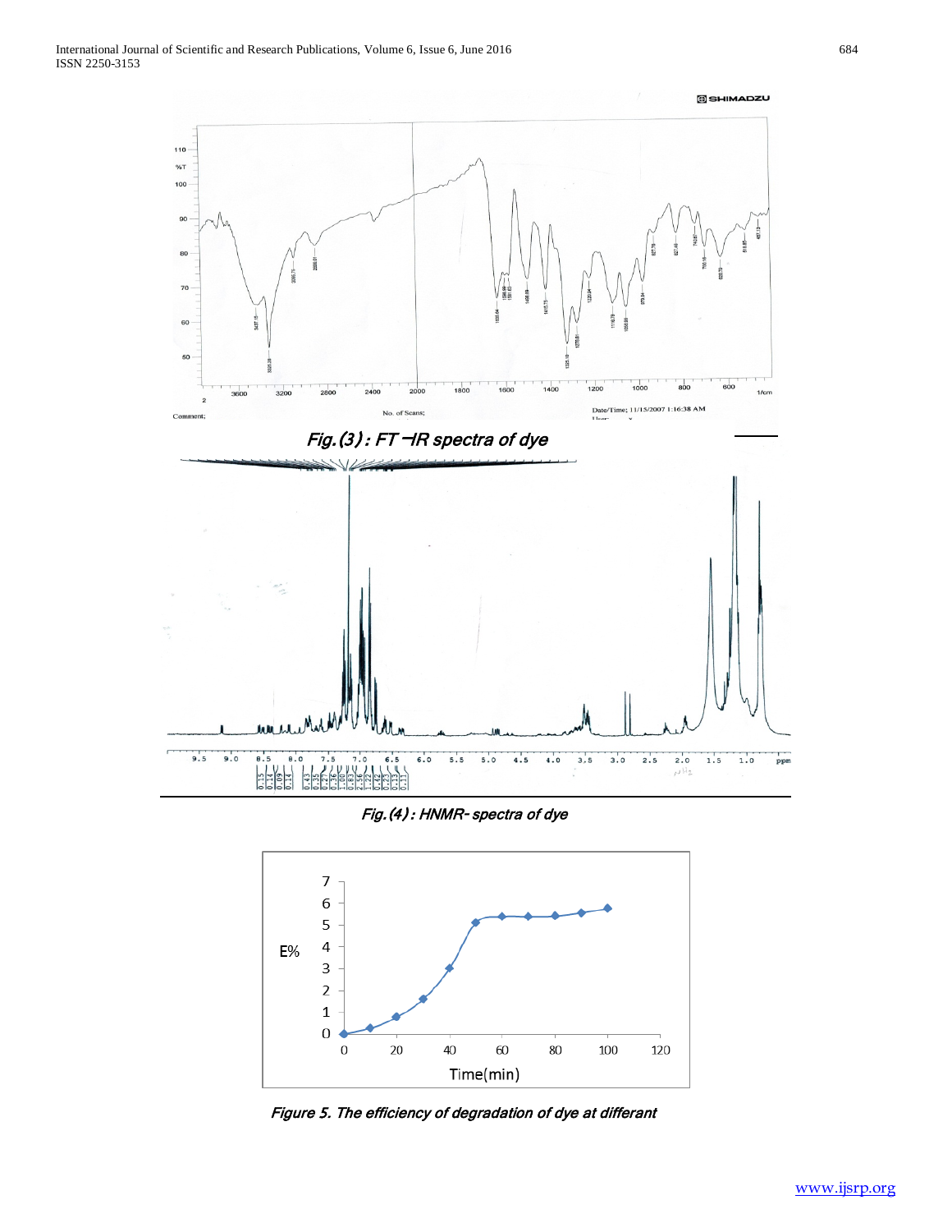*Fig.(3) : FT –IR spectra of dye*

*Fig.(4) : HNMR- spectra of dye*

*Figure 5. The efficiency of degradation of dye at differant*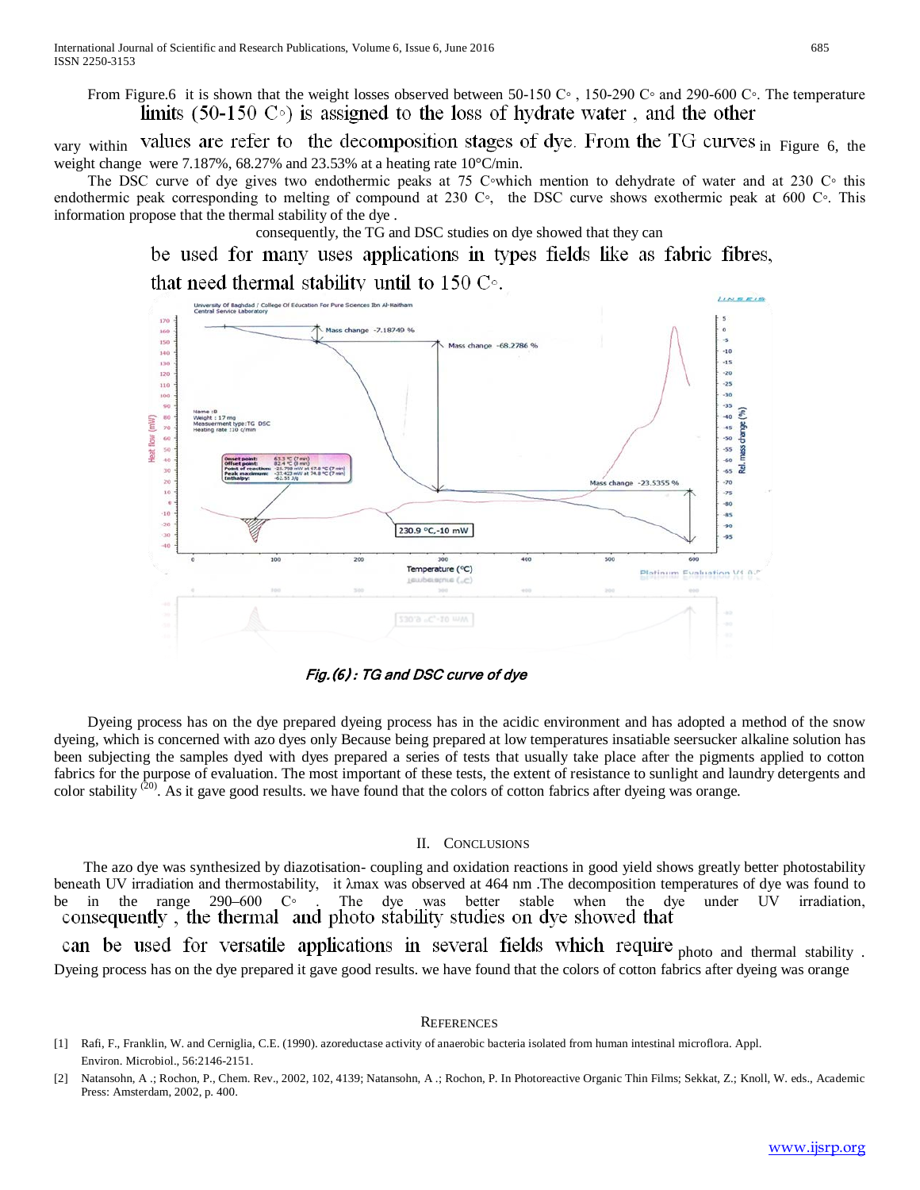From Figure.6 it is shown that the weight losses observed between 50-150 C◦ , 150-290 C◦ and 290-600 C◦. The temperature limits (50-150 C◦) is assigned to the loss of hydrate water , and the other vary within values are refer to the decomposition stages of dye. From the TG curves in Figure 6, the weight change were 7.187%, 68.27% and 23.53% at a heating rate 10°C/min.

The DSC curve of dye gives two endothermic peaks at 75 C◦which mention to dehydrate of water and at 230 C◦ this endothermic peak corresponding to melting of compound at 230 C◦, the DSC curve shows exothermic peak at 600 C◦. This information propose that the thermal stability of the dye . consequently, the TG and DSC studies on dye showed that they can be used for many uses applications in types fields like as fabric fibres, that need thermal stability until to 150 C◦.

*Fig.(6) : TG and DSC curve of dye*

Dyeing process has on the dye prepared dyeing process has in the acidic environment and has adopted a method of the snow dyeing, which is concerned with azo dyes only Because being prepared at low temperatures insatiable seersucker alkaline solution has been subjecting the samples dyed with dyes prepared a series of tests that usually take place after the pigments applied to cotton fabrics for the purpose of evaluation. The most important of these tests, the extent of resistance to sunlight and laundry detergents and color stability [20]. As it gave good results. we have found that the colors of cotton fabrics after dyeing was orange.

## II. Conclusions

The azo dye was synthesized by diazotisation- coupling and oxidation reactions in good yield shows greatly better photostability beneath UV irradiation and thermostability, it λmax was observed at 464 nm .The decomposition temperatures of dye was found to be in the range 290–600 C◦ . The dye was better stable when the dye under UV irradiation, consequently , the thermal and photo stability studies on dye showed that can be used for versatile applications in several fields which require photo and thermal stability . Dyeing process has on the dye prepared it gave good results. we have found that the colors of cotton fabrics after dyeing was orange

## References

[1] Rafi, F., Franklin, W. and Cerniglia, C.E. (1990). azoreductase activity of anaerobic bacteria isolated from human intestinal microflora. Appl. Environ. Microbiol., 56:2146-2151.

[2] Natansohn, A .; Rochon, P., Chem. Rev., 2002, 102, 4139; Natansohn, A .; Rochon, P. In Photoreactive Organic Thin Films; Sekkat, Z.; Knoll, W. eds., Academic Press: Amsterdam, 2002, p. 400.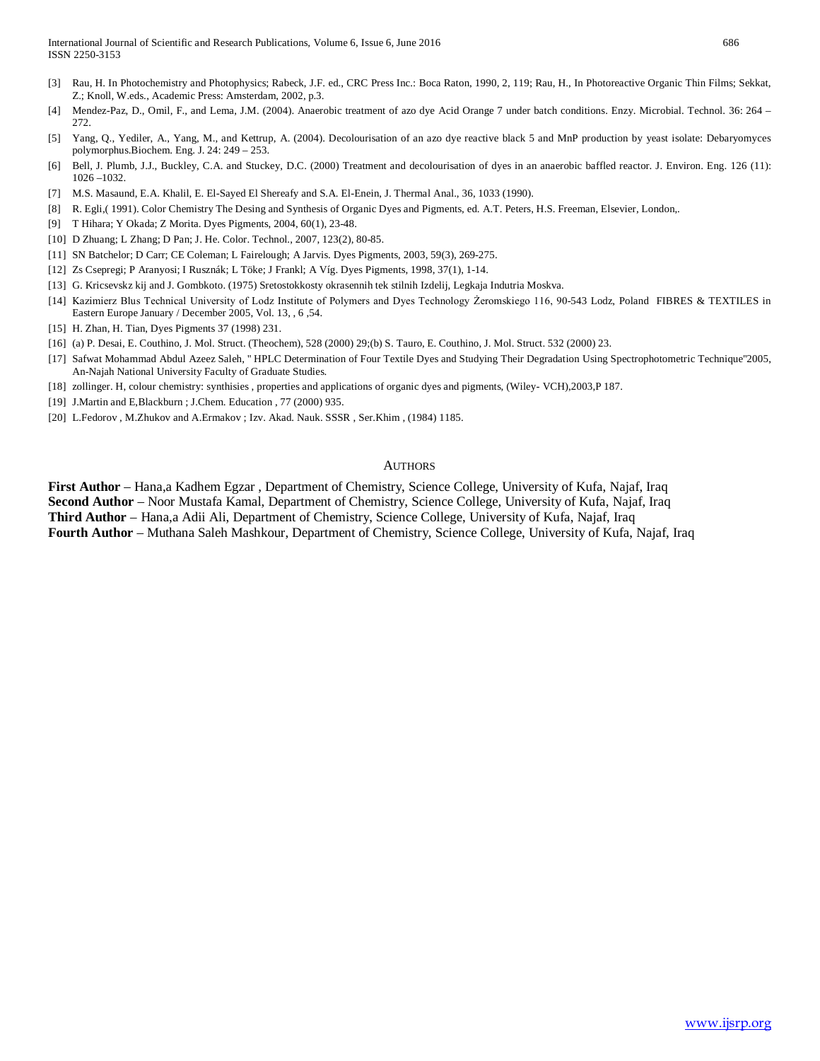[3] Rau, H. In Photochemistry and Photophysics; Rabeck, J.F. ed., CRC Press Inc.: Boca Raton, 1990, 2, 119; Rau, H., In Photoreactive Organic Thin Films; Sekkat, Z.; Knoll, W.eds., Academic Press: Amsterdam, 2002, p.3.

[4] Mendez-Paz, D., Omil, F., and Lema, J.M. (2004). Anaerobic treatment of azo dye Acid Orange 7 under batch conditions. Enzy. Microbial. Technol. 36: 264 – 272.

[5] Yang, Q., Yediler, A., Yang, M., and Kettrup, A. (2004). Decolourisation of an azo dye reactive black 5 and MnP production by yeast isolate: Debaryomyces polymorphus.Biochem. Eng. J. 24: 249 – 253.

[6] Bell, J. Plumb, J.J., Buckley, C.A. and Stuckey, D.C. (2000) Treatment and decolourisation of dyes in an anaerobic baffled reactor. J. Environ. Eng. 126 (11): 1026 –1032.

[7] M.S. Masaund, E.A. Khalil, E. El-Sayed El Shereafy and S.A. El-Enein, J. Thermal Anal., 36, 1033 (1990).

[8] R. Egli,( 1991). Color Chemistry The Desing and Synthesis of Organic Dyes and Pigments, ed. A.T. Peters, H.S. Freeman, Elsevier, London,.

[9] T Hihara; Y Okada; Z Morita. Dyes Pigments, 2004, 60(1), 23-48.

[10] D Zhuang; L Zhang; D Pan; J. He. Color. Technol., 2007, 123(2), 80-85.

[11] SN Batchelor; D Carr; CE Coleman; L Fairelough; A Jarvis. Dyes Pigments, 2003, 59(3), 269-275.

[12] Zs Csepregi; P Aranyosi; I Rusznák; L Töke; J Frankl; A Víg. Dyes Pigments, 1998, 37(1), 1-14.

[13] G. Kricsevskz kij and J. Gombkoto. (1975) Sretostokkosty okrasennih tek stilnih Izdelij, Legkaja Indutria Moskva.

[14] Kazimierz Blus Technical University of Lodz Institute of Polymers and Dyes Technology Żeromskiego 116, 90-543 Lodz, Poland FIBRES & TEXTILES in Eastern Europe January / December 2005, Vol. 13, , 6 ,54.

[15] H. Zhan, H. Tian, Dyes Pigments 37 (1998) 231.

[16] (a) P. Desai, E. Couthino, J. Mol. Struct. (Theochem), 528 (2000) 29;(b) S. Tauro, E. Couthino, J. Mol. Struct. 532 (2000) 23.

[17] Safwat Mohammad Abdul Azeez Saleh, " HPLC Determination of Four Textile Dyes and Studying Their Degradation Using Spectrophotometric Technique"2005, An-Najah National University Faculty of Graduate Studies.

[18] zollinger. H, colour chemistry: synthisies , properties and applications of organic dyes and pigments, (Wiley- VCH),2003,P 187.

[19] J.Martin and E,Blackburn ; J.Chem. Education , 77 (2000) 935.

[20] L.Fedorov , M.Zhukov and A.Ermakov ; Izv. Akad. Nauk. SSSR , Ser.Khim , (1984) 1185.

## Authors

**First Author** – Hana,a Kadhem Egzar , Department of Chemistry, Science College, University of Kufa, Najaf, Iraq
**Second Author** – Noor Mustafa Kamal, Department of Chemistry, Science College, University of Kufa, Najaf, Iraq
**Third Author** – Hana,a Adii Ali, Department of Chemistry, Science College, University of Kufa, Najaf, Iraq
**Fourth Author** – Muthana Saleh Mashkour, Department of Chemistry, Science College, University of Kufa, Najaf, Iraq